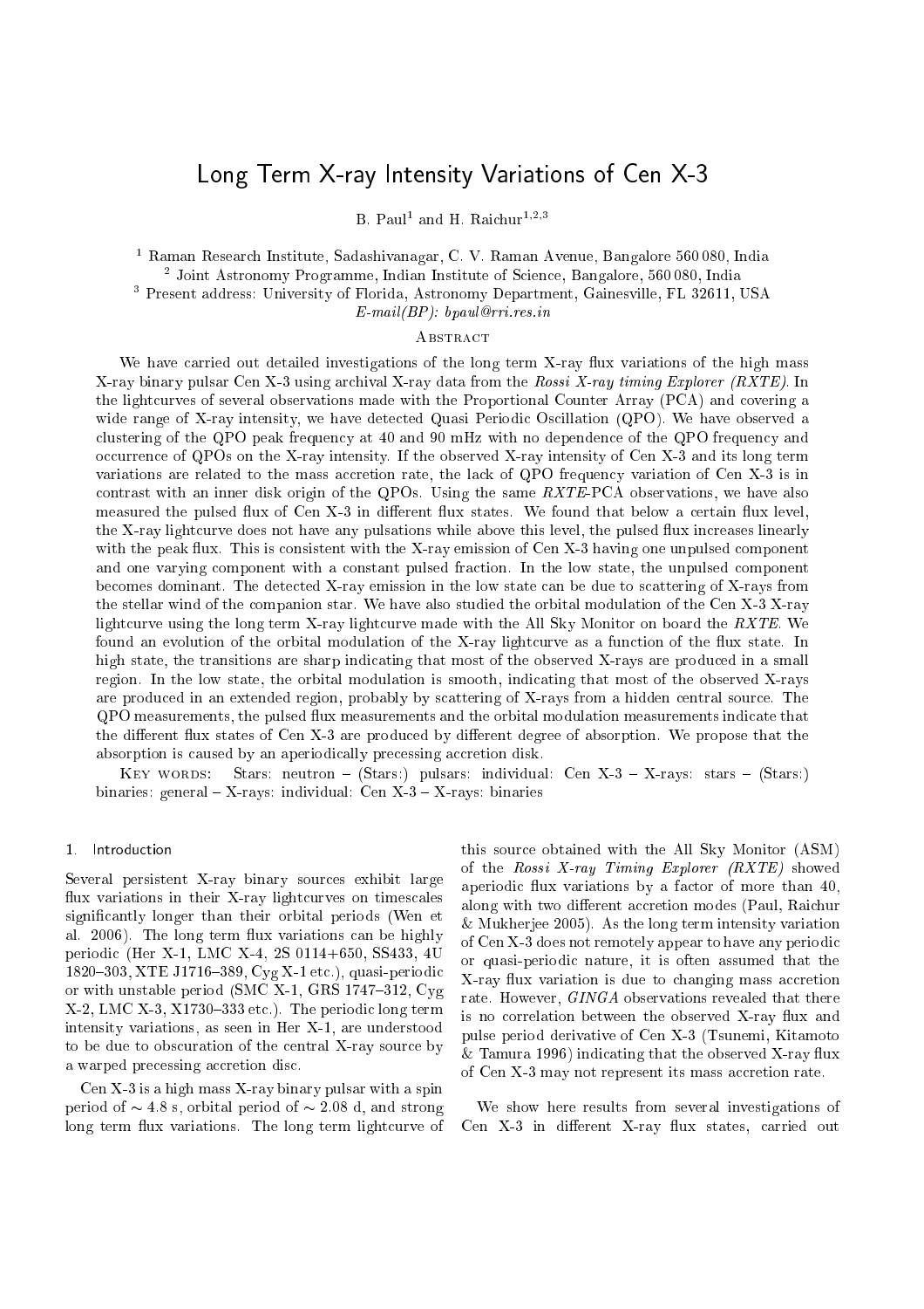# Long Term X-ray Intensity Variations of Cen X-3

B. Paul[1] and H. Raichur[1,2,3]

[1] Raman Research Institute, Sadashivanagar, C. V. Raman Avenue, Bangalore 560 080, India
[2] Joint Astronomy Programme, Indian Institute of Science, Bangalore, 560 080, India
[3] Present address: University of Florida, Astronomy Department, Gainesville, FL 32611, USA
*E-mail(BP): bpaul@rri.res.in*

## Abstract

We have carried out detailed investigations of the long term X-ray flux variations of the high mass X-ray binary pulsar Cen X-3 using archival X-ray data from the *Rossi X-ray timing Explorer (RXTE)*. In the lightcurves of several observations made with the Proportional Counter Array (PCA) and covering a wide range of X-ray intensity, we have detected Quasi Periodic Oscillation (QPO). We have observed a clustering of the QPO peak frequency at 40 and 90 mHz with no dependence of the QPO frequency and occurrence of QPOs on the X-ray intensity. If the observed X-ray intensity of Cen X-3 and its long term variations are related to the mass accretion rate, the lack of QPO frequency variation of Cen X-3 is in contrast with an inner disk origin of the QPOs. Using the same *RXTE*-PCA observations, we have also measured the pulsed flux of Cen X-3 in different flux states. We found that below a certain flux level, the X-ray lightcurve does not have any pulsations while above this level, the pulsed flux increases linearly with the peak flux. This is consistent with the X-ray emission of Cen X-3 having one unpulsed component and one varying component with a constant pulsed fraction. In the low state, the unpulsed component becomes dominant. The detected X-ray emission in the low state can be due to scattering of X-rays from the stellar wind of the companion star. We have also studied the orbital modulation of the Cen X-3 X-ray lightcurve using the long term X-ray lightcurve made with the All Sky Monitor on board the *RXTE*. We found an evolution of the orbital modulation of the X-ray lightcurve as a function of the flux state. In high state, the transitions are sharp indicating that most of the observed X-rays are produced in a small region. In the low state, the orbital modulation is smooth, indicating that most of the observed X-rays are produced in an extended region, probably by scattering of X-rays from a hidden central source. The QPO measurements, the pulsed flux measurements and the orbital modulation measurements indicate that the different flux states of Cen X-3 are produced by different degree of absorption. We propose that the absorption is caused by an aperiodically precessing accretion disk.

Key words: Stars: neutron – (Stars:) pulsars: individual: Cen X-3 – X-rays: stars – (Stars:) binaries: general – X-rays: individual: Cen X-3 – X-rays: binaries

## 1. Introduction

Several persistent X-ray binary sources exhibit large flux variations in their X-ray lightcurves on timescales significantly longer than their orbital periods (Wen et al. 2006). The long term flux variations can be highly periodic (Her X-1, LMC X-4, 2S 0114+650, SS433, 4U 1820–303, XTE J1716–389, Cyg X-1 etc.), quasi-periodic or with unstable period (SMC X-1, GRS 1747–312, Cyg X-2, LMC X-3, X1730–333 etc.). The periodic long term intensity variations, as seen in Her X-1, are understood to be due to obscuration of the central X-ray source by a warped precessing accretion disc.

Cen X-3 is a high mass X-ray binary pulsar with a spin period of $\sim 4.8$ s, orbital period of $\sim 2.08$ d, and strong long term flux variations. The long term lightcurve of this source obtained with the All Sky Monitor (ASM) of the *Rossi X-ray Timing Explorer (RXTE)* showed aperiodic flux variations by a factor of more than 40, along with two different accretion modes (Paul, Raichur & Mukherjee 2005). As the long term intensity variation of Cen X-3 does not remotely appear to have any periodic or quasi-periodic nature, it is often assumed that the X-ray flux variation is due to changing mass accretion rate. However, *GINGA* observations revealed that there is no correlation between the observed X-ray flux and pulse period derivative of Cen X-3 (Tsunemi, Kitamoto & Tamura 1996) indicating that the observed X-ray flux of Cen X-3 may not represent its mass accretion rate.

We show here results from several investigations of Cen X-3 in different X-ray flux states, carried out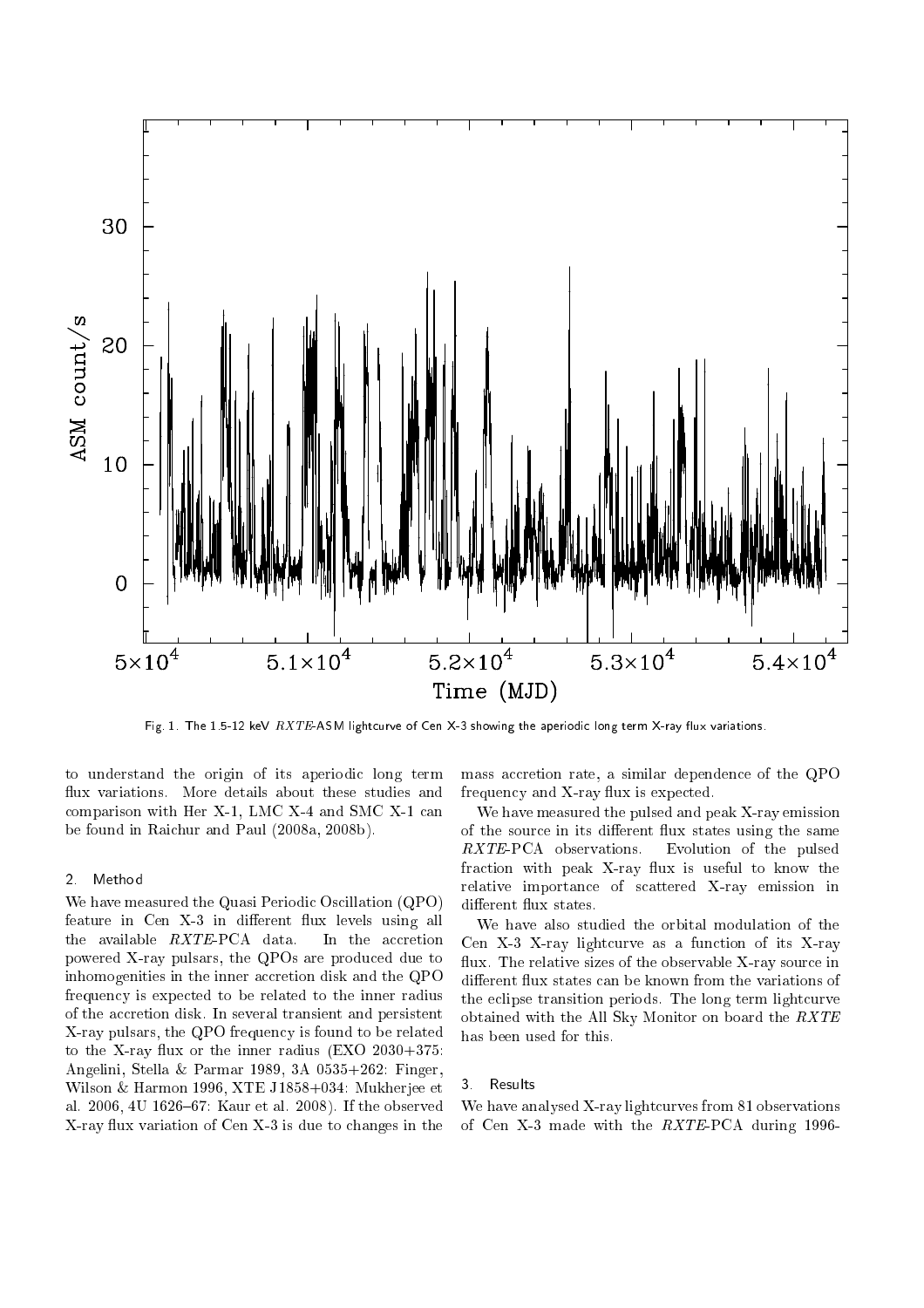Fig. 1. The 1.5-12 keV *RXTE*-ASM lightcurve of Cen X-3 showing the aperiodic long term X-ray flux variations.

to understand the origin of its aperiodic long term flux variations. More details about these studies and comparison with Her X-1, LMC X-4 and SMC X-1 can be found in Raichur and Paul (2008a, 2008b).

## 2. Method

We have measured the Quasi Periodic Oscillation (QPO) feature in Cen X-3 in different flux levels using all the available *RXTE*-PCA data. In the accretion powered X-ray pulsars, the QPOs are produced due to inhomogenities in the inner accretion disk and the QPO frequency is expected to be related to the inner radius of the accretion disk. In several transient and persistent X-ray pulsars, the QPO frequency is found to be related to the X-ray flux or the inner radius (EXO 2030+375: Angelini, Stella & Parmar 1989, 3A 0535+262: Finger, Wilson & Harmon 1996, XTE J1858+034: Mukherjee et al. 2006, 4U 1626–67: Kaur et al. 2008). If the observed X-ray flux variation of Cen X-3 is due to changes in the mass accretion rate, a similar dependence of the QPO frequency and X-ray flux is expected.

We have measured the pulsed and peak X-ray emission of the source in its different flux states using the same *RXTE*-PCA observations. Evolution of the pulsed fraction with peak X-ray flux is useful to know the relative importance of scattered X-ray emission in different flux states.

We have also studied the orbital modulation of the Cen X-3 X-ray lightcurve as a function of its X-ray flux. The relative sizes of the observable X-ray source in different flux states can be known from the variations of the eclipse transition periods. The long term lightcurve obtained with the All Sky Monitor on board the *RXTE* has been used for this.

## 3. Results

We have analysed X-ray lightcurves from 81 observations of Cen X-3 made with the *RXTE*-PCA during 1996-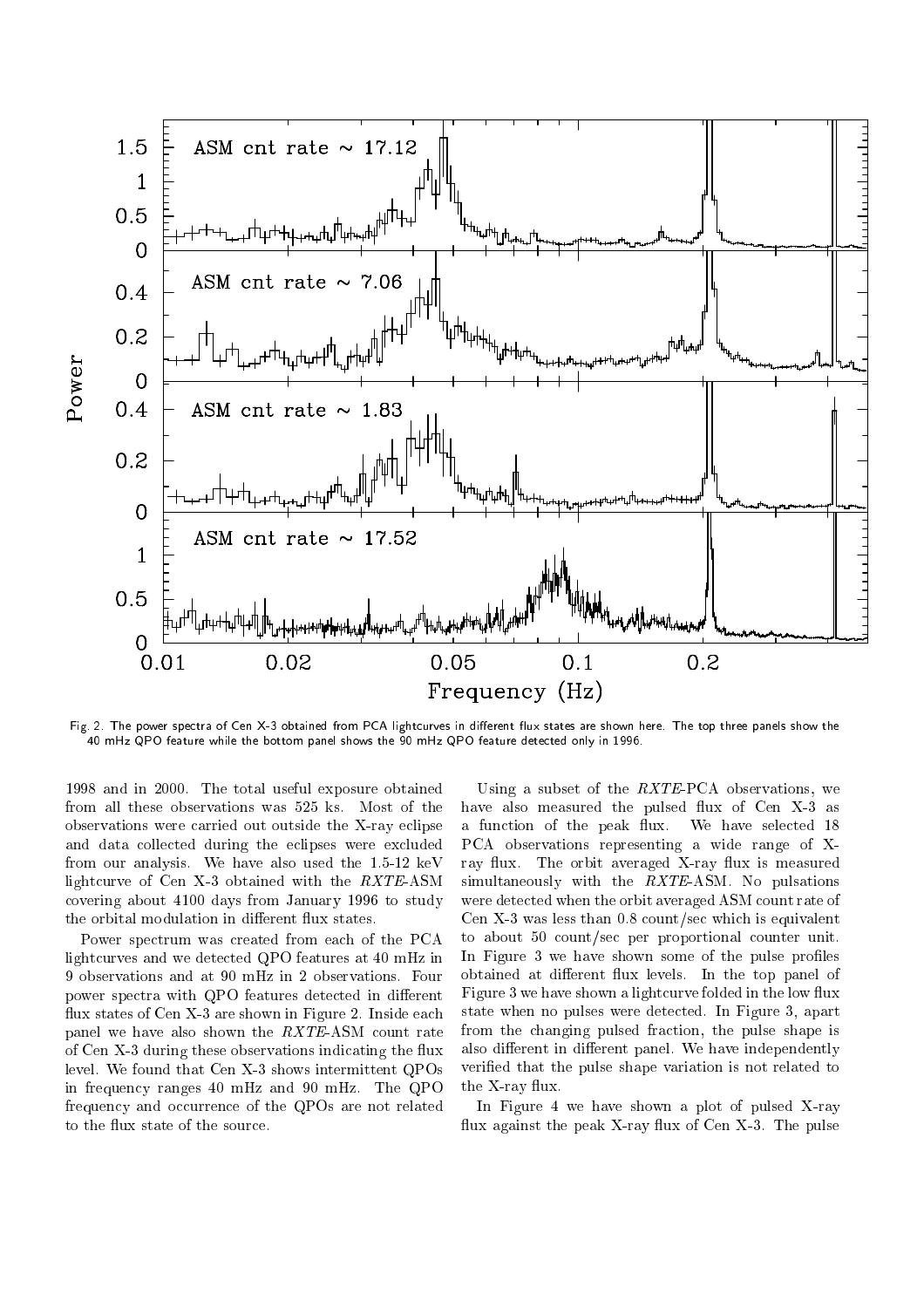Fig. 2. The power spectra of Cen X-3 obtained from PCA lightcurves in different flux states are shown here. The top three panels show the 40 mHz QPO feature while the bottom panel shows the 90 mHz QPO feature detected only in 1996.

1998 and in 2000. The total useful exposure obtained from all these observations was 525 ks. Most of the observations were carried out outside the X-ray eclipse and data collected during the eclipses were excluded from our analysis. We have also used the 1.5-12 keV lightcurve of Cen X-3 obtained with the *RXTE*-ASM covering about 4100 days from January 1996 to study the orbital modulation in different flux states.

Power spectrum was created from each of the PCA lightcurves and we detected QPO features at 40 mHz in 9 observations and at 90 mHz in 2 observations. Four power spectra with QPO features detected in different flux states of Cen X-3 are shown in Figure 2. Inside each panel we have also shown the *RXTE*-ASM count rate of Cen X-3 during these observations indicating the flux level. We found that Cen X-3 shows intermittent QPOs in frequency ranges 40 mHz and 90 mHz. The QPO frequency and occurrence of the QPOs are not related to the flux state of the source.

Using a subset of the *RXTE*-PCA observations, we have also measured the pulsed flux of Cen X-3 as a function of the peak flux. We have selected 18 PCA observations representing a wide range of X-ray flux. The orbit averaged X-ray flux is measured simultaneously with the *RXTE*-ASM. No pulsations were detected when the orbit averaged ASM count rate of Cen X-3 was less than 0.8 count/sec which is equivalent to about 50 count/sec per proportional counter unit. In Figure 3 we have shown some of the pulse profiles obtained at different flux levels. In the top panel of Figure 3 we have shown a lightcurve folded in the low flux state when no pulses were detected. In Figure 3, apart from the changing pulsed fraction, the pulse shape is also different in different panel. We have independently verified that the pulse shape variation is not related to the X-ray flux.

In Figure 4 we have shown a plot of pulsed X-ray flux against the peak X-ray flux of Cen X-3. The pulse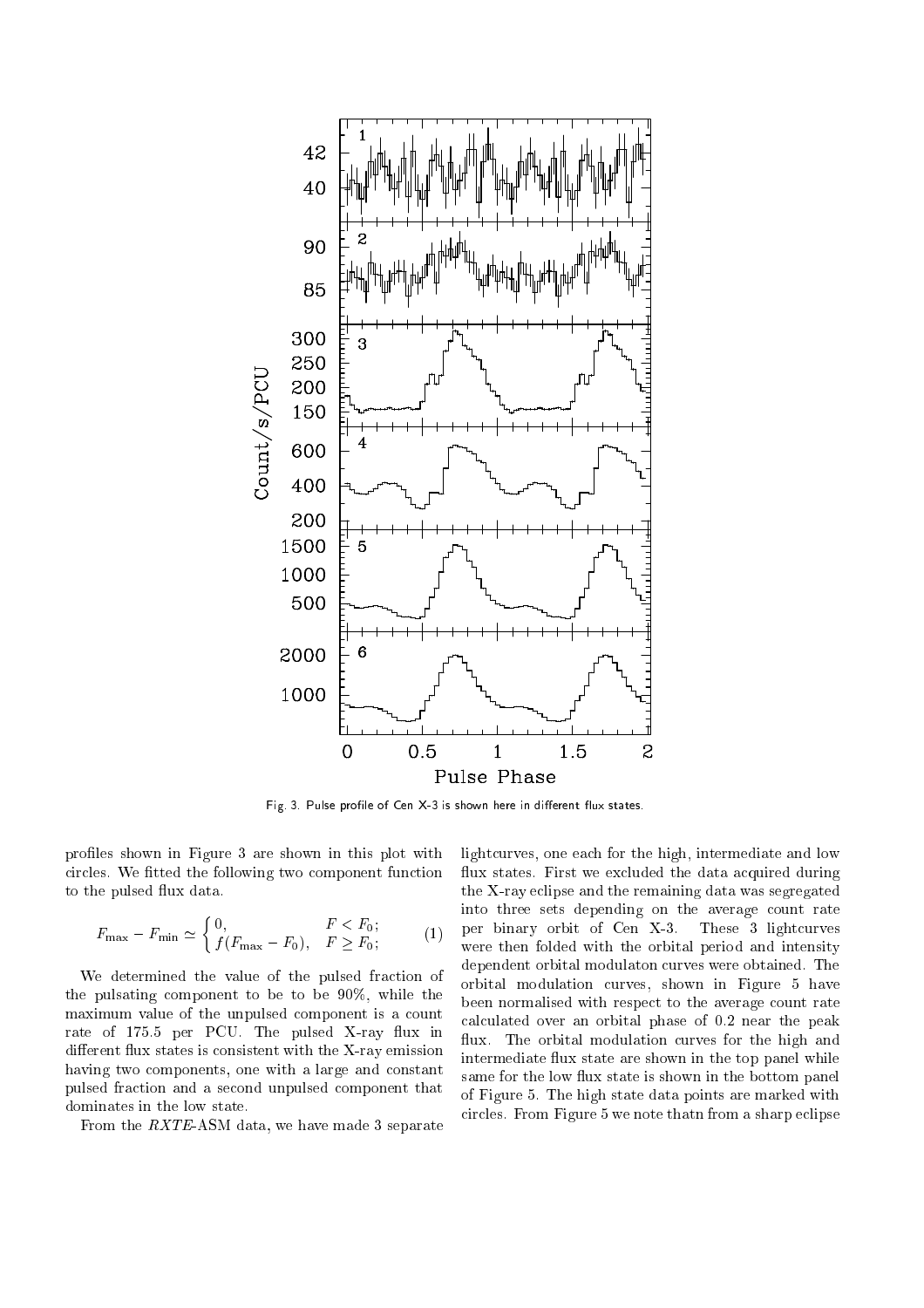Fig. 3. Pulse profile of Cen X-3 is shown here in different flux states.

profiles shown in Figure 3 are shown in this plot with circles. We fitted the following two component function to the pulsed flux data.

$$F_{\max} - F_{\min} \simeq \begin{cases} 0, & F < F_0; \\ f(F_{\max} - F_0), & F \geq F_0; \end{cases} \qquad (1)$$

We determined the value of the pulsed fraction of the pulsating component to be to be 90%, while the maximum value of the unpulsed component is a count rate of 175.5 per PCU. The pulsed X-ray flux in different flux states is consistent with the X-ray emission having two components, one with a large and constant pulsed fraction and a second unpulsed component that dominates in the low state.

From the *RXTE*-ASM data, we have made 3 separate lightcurves, one each for the high, intermediate and low flux states. First we excluded the data acquired during the X-ray eclipse and the remaining data was segregated into three sets depending on the average count rate per binary orbit of Cen X-3. These 3 lightcurves were then folded with the orbital period and intensity dependent orbital modulaton curves were obtained. The orbital modulation curves, shown in Figure 5 have been normalised with respect to the average count rate calculated over an orbital phase of 0.2 near the peak flux. The orbital modulation curves for the high and intermediate flux state are shown in the top panel while same for the low flux state is shown in the bottom panel of Figure 5. The high state data points are marked with circles. From Figure 5 we note thatn from a sharp eclipse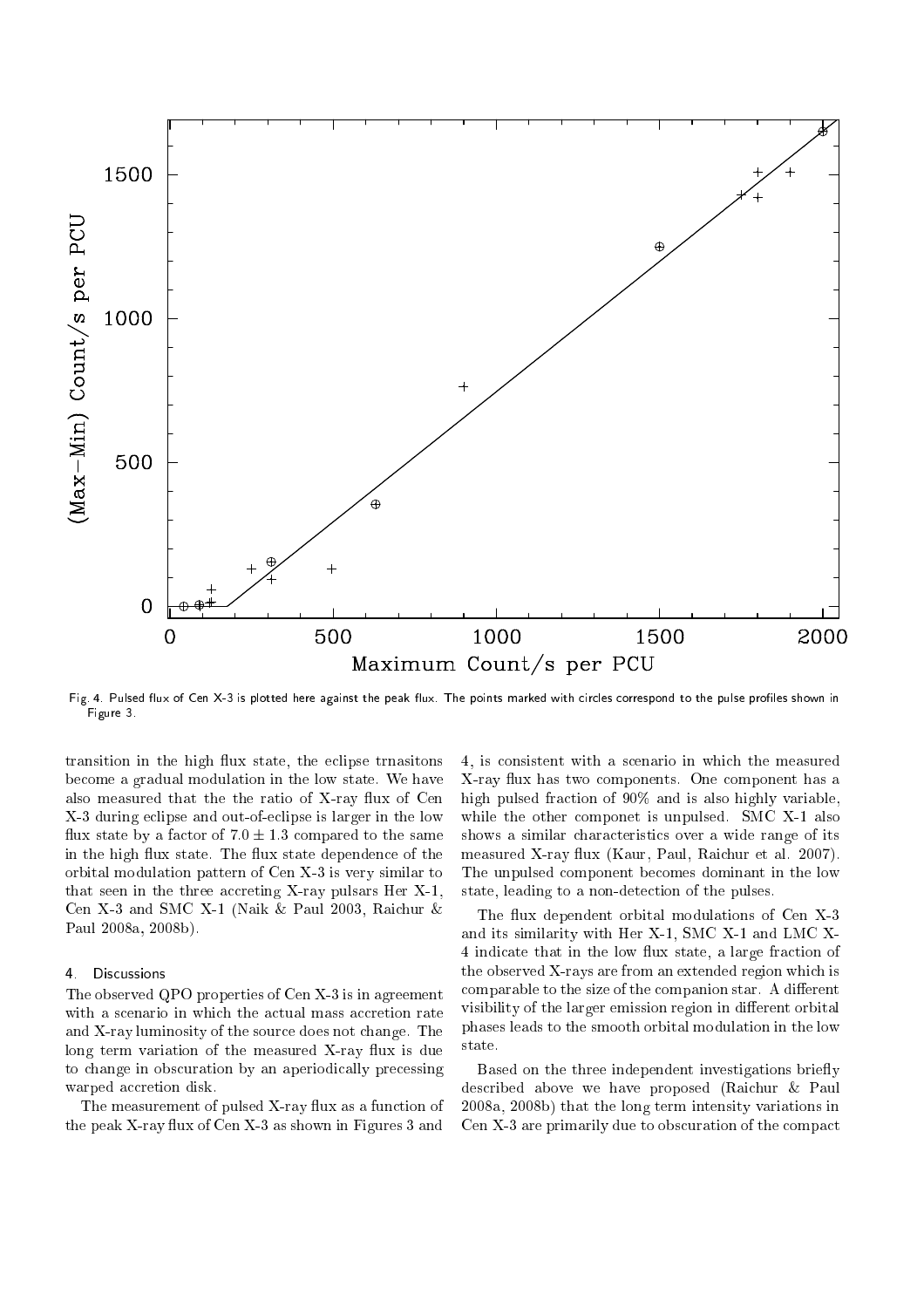Fig. 4. Pulsed flux of Cen X-3 is plotted here against the peak flux. The points marked with circles correspond to the pulse profiles shown in Figure 3.

transition in the high flux state, the eclipse trnasitons become a gradual modulation in the low state. We have also measured that the the ratio of X-ray flux of Cen X-3 during eclipse and out-of-eclipse is larger in the low flux state by a factor of $7.0 \pm 1.3$ compared to the same in the high flux state. The flux state dependence of the orbital modulation pattern of Cen X-3 is very similar to that seen in the three accreting X-ray pulsars Her X-1, Cen X-3 and SMC X-1 (Naik & Paul 2003, Raichur & Paul 2008a, 2008b).

## 4. Discussions

The observed QPO properties of Cen X-3 is in agreement with a scenario in which the actual mass accretion rate and X-ray luminosity of the source does not change. The long term variation of the measured X-ray flux is due to change in obscuration by an aperiodically precessing warped accretion disk.

The measurement of pulsed X-ray flux as a function of the peak X-ray flux of Cen X-3 as shown in Figures 3 and 4, is consistent with a scenario in which the measured X-ray flux has two components. One component has a high pulsed fraction of 90% and is also highly variable, while the other componet is unpulsed. SMC X-1 also shows a similar characteristics over a wide range of its measured X-ray flux (Kaur, Paul, Raichur et al. 2007). The unpulsed component becomes dominant in the low state, leading to a non-detection of the pulses.

The flux dependent orbital modulations of Cen X-3 and its similarity with Her X-1, SMC X-1 and LMC X-4 indicate that in the low flux state, a large fraction of the observed X-rays are from an extended region which is comparable to the size of the companion star. A different visibility of the larger emission region in different orbital phases leads to the smooth orbital modulation in the low state.

Based on the three independent investigations briefly described above we have proposed (Raichur & Paul 2008a, 2008b) that the long term intensity variations in Cen X-3 are primarily due to obscuration of the compact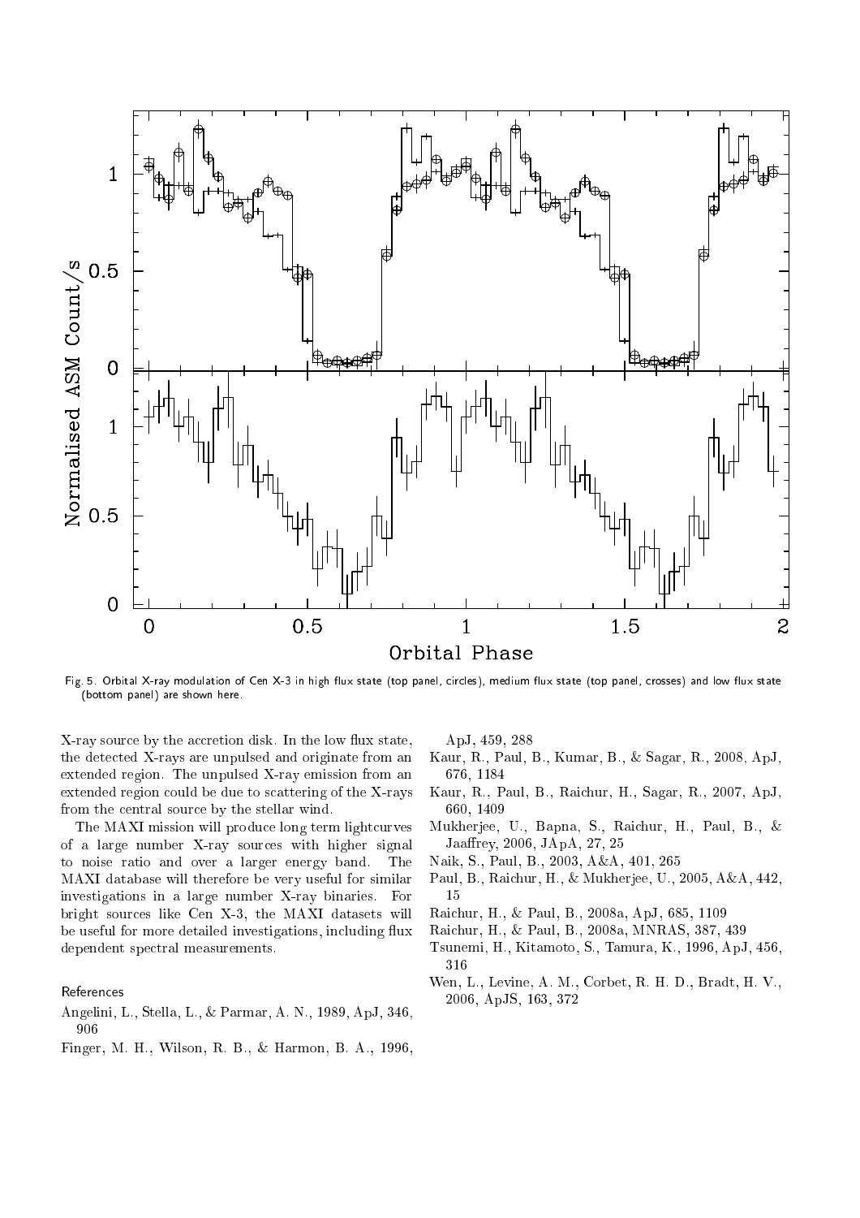Normalised ASM Count/s

1
0.5
0
1
0.5
0

0 0.5 1 1.5 2

Orbital Phase

Fig. 5. Orbital X-ray modulation of Cen X-3 in high flux state (top panel, circles), medium flux state (top panel, crosses) and low flux state (bottom panel) are shown here.

X-ray source by the accretion disk. In the low flux state, the detected X-rays are unpulsed and originate from an extended region. The unpulsed X-ray emission from an extended region could be due to scattering of the X-rays from the central source by the stellar wind.

The MAXI mission will produce long term lightcurves of a large number X-ray sources with higher signal to noise ratio and over a larger energy band. The MAXI database will therefore be very useful for similar investigations in a large number X-ray binaries. For bright sources like Cen X-3, the MAXI datasets will be useful for more detailed investigations, including flux dependent spectral measurements.

## References

Angelini, L., Stella, L., & Parmar, A. N., 1989, ApJ, 346, 906

Finger, M. H., Wilson, R. B., & Harmon, B. A., 1996, ApJ, 459, 288

Kaur, R., Paul, B., Kumar, B., & Sagar, R., 2008, ApJ, 676, 1184

Kaur, R., Paul, B., Raichur, H., Sagar, R., 2007, ApJ, 660, 1409

Mukherjee, U., Bapna, S., Raichur, H., Paul, B., & Jaaffrey, 2006, JApA, 27, 25

Naik, S., Paul, B., 2003, A&A, 401, 265

Paul, B., Raichur, H., & Mukherjee, U., 2005, A&A, 442, 15

Raichur, H., & Paul, B., 2008a, ApJ, 685, 1109

Raichur, H., & Paul, B., 2008a, MNRAS, 387, 439

Tsunemi, H., Kitamoto, S., Tamura, K., 1996, ApJ, 456, 316

Wen, L., Levine, A. M., Corbet, R. H. D., Bradt, H. V., 2006, ApJS, 163, 372